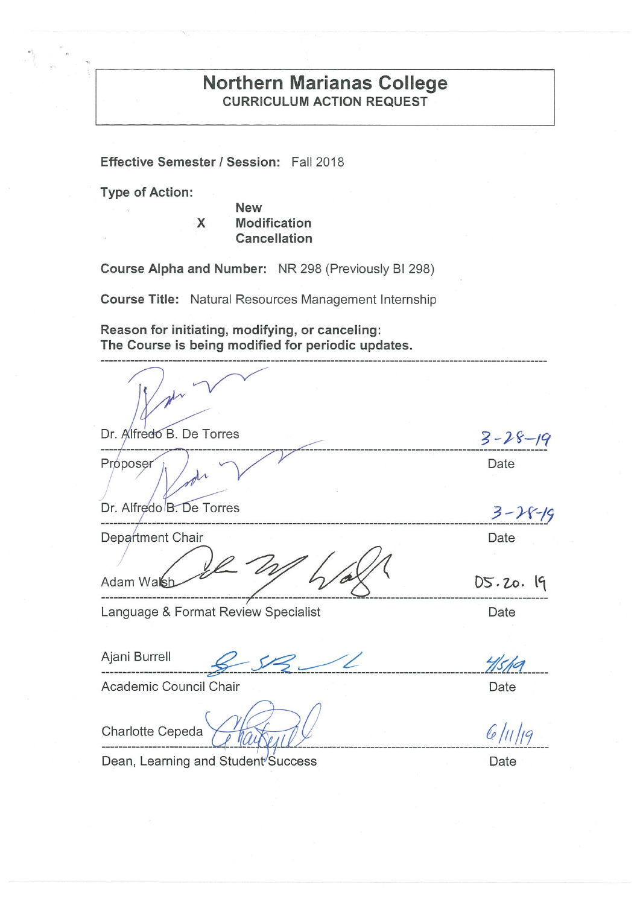# Northern Marianas College

## CURRICULUM ACTION REQUEST

**Effective Semester / Session:** Fall 2018

**Type of Action:**

New
X Modification
Cancellation

**Course Alpha and Number:** NR 298 (Previously BI 298)

**Course Title:** Natural Resources Management Internship

**Reason for initiating, modifying, or canceling:**
**The Course is being modified for periodic updates.**

---

Dr. Alfredo B. De Torres — 3-28-19

Proposer — Date

Dr. Alfredo B. De Torres — 3-28-19

Department Chair — Date

Adam Walsh — 05.20.19

Language & Format Review Specialist — Date

Ajani Burrell — 4/5/19

Academic Council Chair — Date

Charlotte Cepeda — 6/11/19

Dean, Learning and Student Success — Date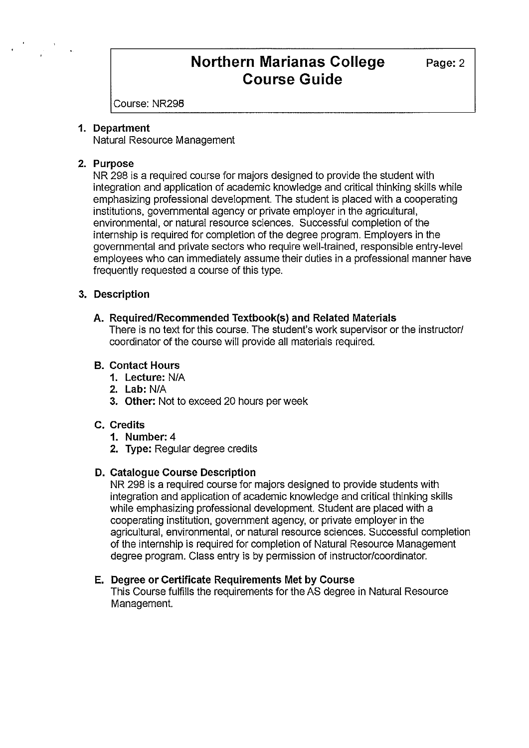# Northern Marianas College Course Guide

Course: NR298

**1. Department**

Natural Resource Management

**2. Purpose**

NR 298 is a required course for majors designed to provide the student with integration and application of academic knowledge and critical thinking skills while emphasizing professional development. The student is placed with a cooperating institutions, governmental agency or private employer in the agricultural, environmental, or natural resource sciences. Successful completion of the internship is required for completion of the degree program. Employers in the governmental and private sectors who require well-trained, responsible entry-level employees who can immediately assume their duties in a professional manner have frequently requested a course of this type.

**3. Description**

**A. Required/Recommended Textbook(s) and Related Materials**

There is no text for this course. The student's work supervisor or the instructor/ coordinator of the course will provide all materials required.

**B. Contact Hours**

1. **Lecture:** N/A
2. **Lab:** N/A
3. **Other:** Not to exceed 20 hours per week

**C. Credits**

1. **Number:** 4
2. **Type:** Regular degree credits

**D. Catalogue Course Description**

NR 298 is a required course for majors designed to provide students with integration and application of academic knowledge and critical thinking skills while emphasizing professional development. Student are placed with a cooperating institution, government agency, or private employer in the agricultural, environmental, or natural resource sciences. Successful completion of the internship is required for completion of Natural Resource Management degree program. Class entry is by permission of instructor/coordinator.

**E. Degree or Certificate Requirements Met by Course**

This Course fulfills the requirements for the AS degree in Natural Resource Management.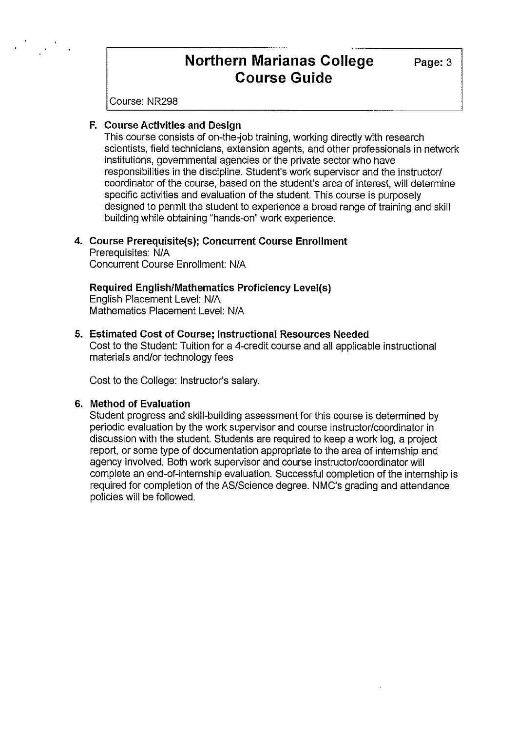Course: NR298

**F. Course Activities and Design**

This course consists of on-the-job training, working directly with research scientists, field technicians, extension agents, and other professionals in network institutions, governmental agencies or the private sector who have responsibilities in the discipline. Student's work supervisor and the instructor/ coordinator of the course, based on the student's area of interest, will determine specific activities and evaluation of the student. This course is purposely designed to permit the student to experience a broad range of training and skill building while obtaining "hands-on" work experience.

## 4. Course Prerequisite(s); Concurrent Course Enrollment

Prerequisites: N/A
Concurrent Course Enrollment: N/A

**Required English/Mathematics Proficiency Level(s)**

English Placement Level: N/A
Mathematics Placement Level: N/A

## 5. Estimated Cost of Course; Instructional Resources Needed

Cost to the Student: Tuition for a 4-credit course and all applicable instructional materials and/or technology fees

Cost to the College: Instructor's salary.

## 6. Method of Evaluation

Student progress and skill-building assessment for this course is determined by periodic evaluation by the work supervisor and course instructor/coordinator in discussion with the student. Students are required to keep a work log, a project report, or some type of documentation appropriate to the area of internship and agency involved. Both work supervisor and course instructor/coordinator will complete an end-of-internship evaluation. Successful completion of the internship is required for completion of the AS/Science degree. NMC's grading and attendance policies will be followed.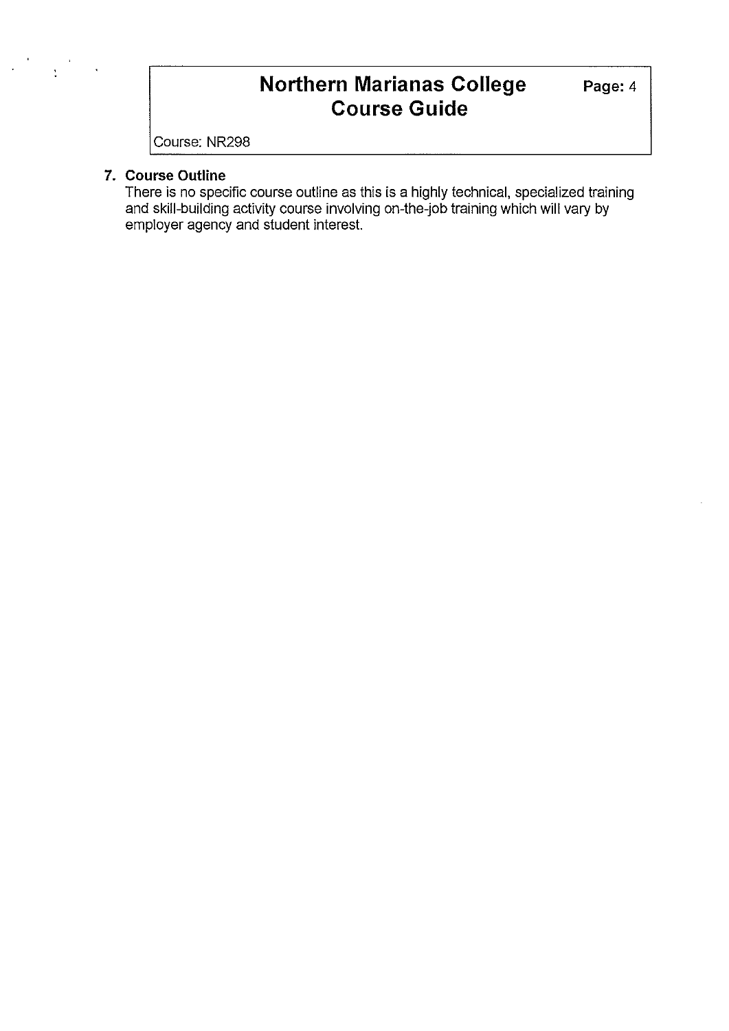Course: NR298

**7. Course Outline**

There is no specific course outline as this is a highly technical, specialized training and skill-building activity course involving on-the-job training which will vary by employer agency and student interest.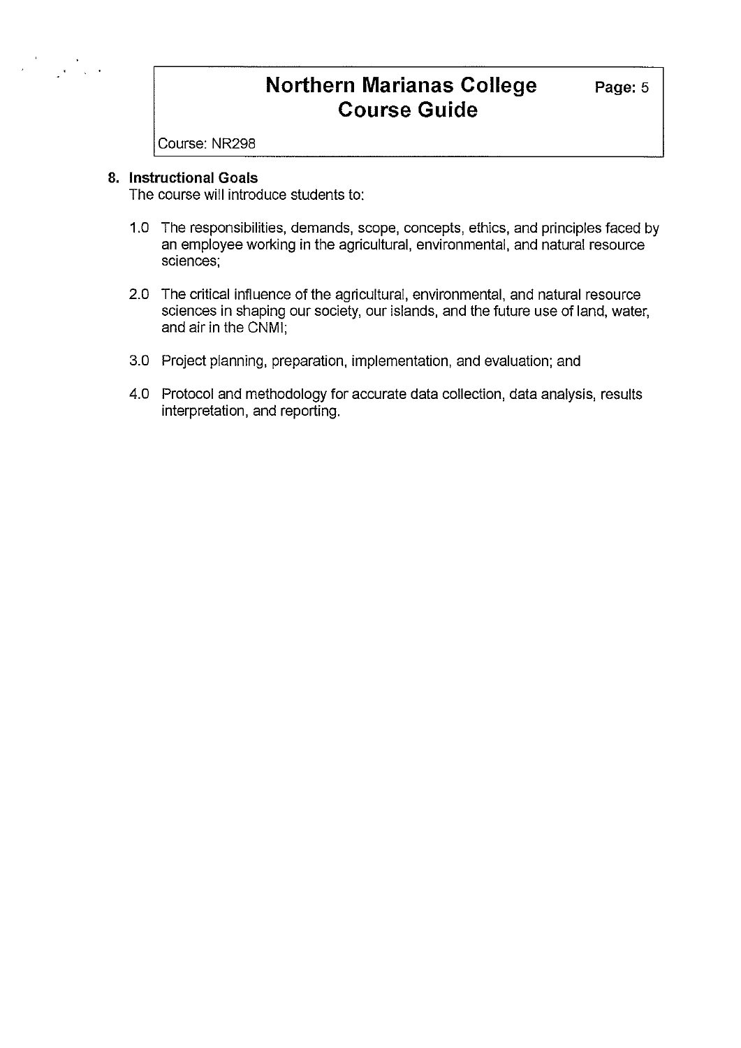## 8. Instructional Goals

The course will introduce students to:

1.0 The responsibilities, demands, scope, concepts, ethics, and principles faced by an employee working in the agricultural, environmental, and natural resource sciences;

2.0 The critical influence of the agricultural, environmental, and natural resource sciences in shaping our society, our islands, and the future use of land, water, and air in the CNMI;

3.0 Project planning, preparation, implementation, and evaluation; and

4.0 Protocol and methodology for accurate data collection, data analysis, results interpretation, and reporting.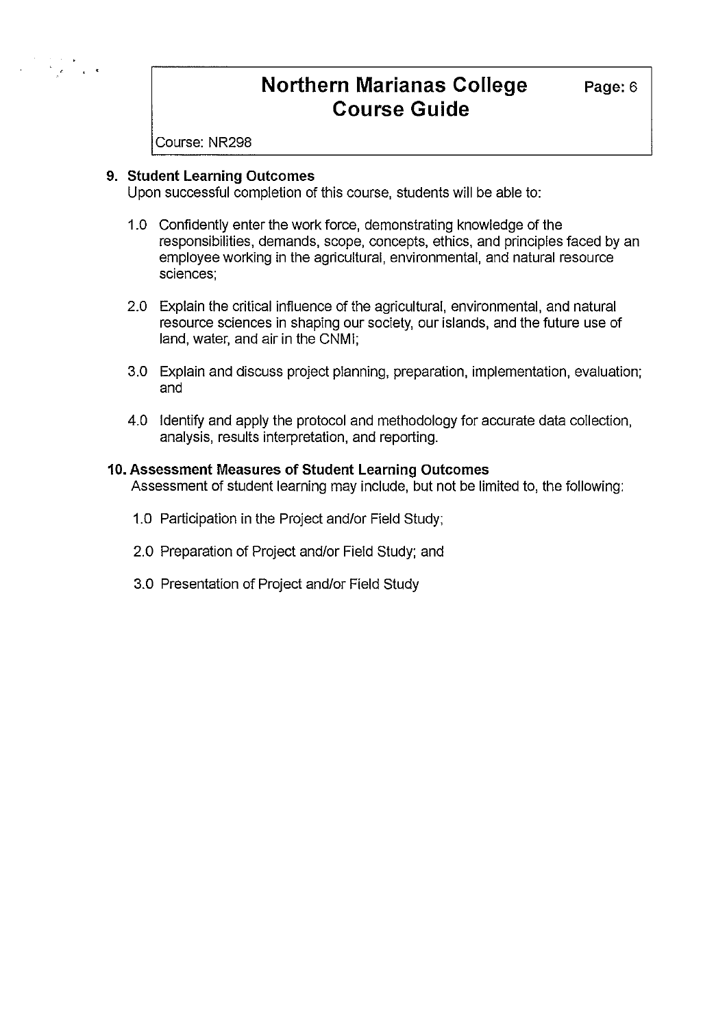## 9. Student Learning Outcomes

Upon successful completion of this course, students will be able to:

1.0 Confidently enter the work force, demonstrating knowledge of the responsibilities, demands, scope, concepts, ethics, and principles faced by an employee working in the agricultural, environmental, and natural resource sciences;

2.0 Explain the critical influence of the agricultural, environmental, and natural resource sciences in shaping our society, our islands, and the future use of land, water, and air in the CNMI;

3.0 Explain and discuss project planning, preparation, implementation, evaluation; and

4.0 Identify and apply the protocol and methodology for accurate data collection, analysis, results interpretation, and reporting.

## 10. Assessment Measures of Student Learning Outcomes

Assessment of student learning may include, but not be limited to, the following:

1.0 Participation in the Project and/or Field Study;

2.0 Preparation of Project and/or Field Study; and

3.0 Presentation of Project and/or Field Study